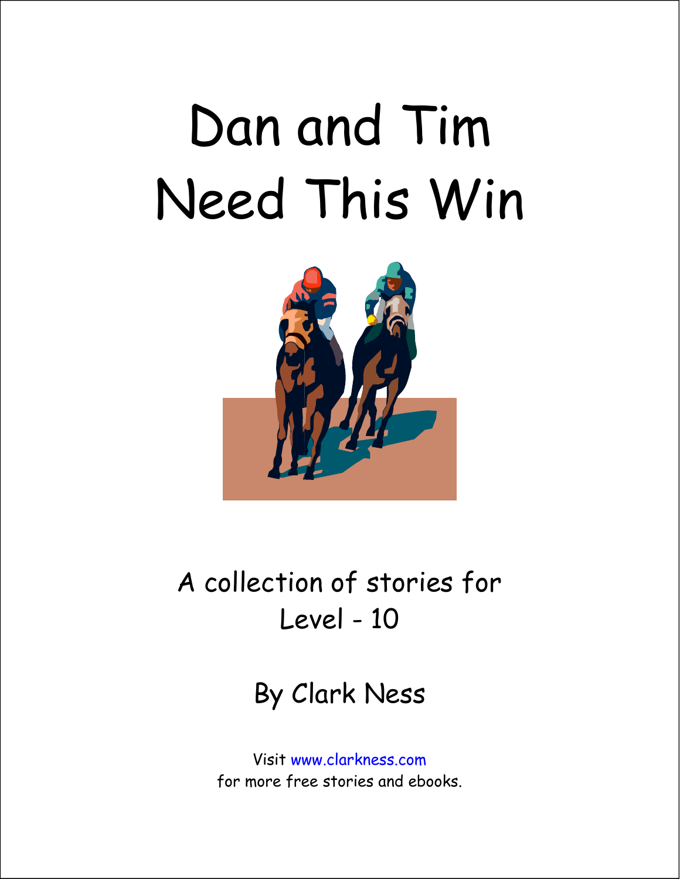# Dan and Tim Need This Win

A collection of stories for
Level - 10

By Clark Ness

Visit www.clarkness.com
for more free stories and ebooks.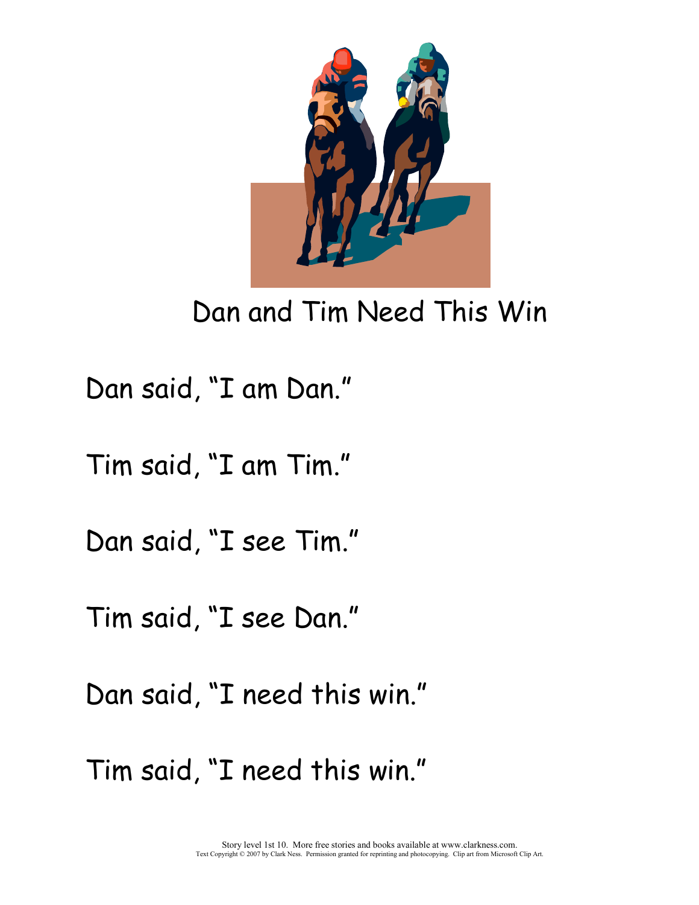# Dan and Tim Need This Win

Dan said, "I am Dan."

Tim said, "I am Tim."

Dan said, "I see Tim."

Tim said, "I see Dan."

Dan said, "I need this win."

Tim said, "I need this win."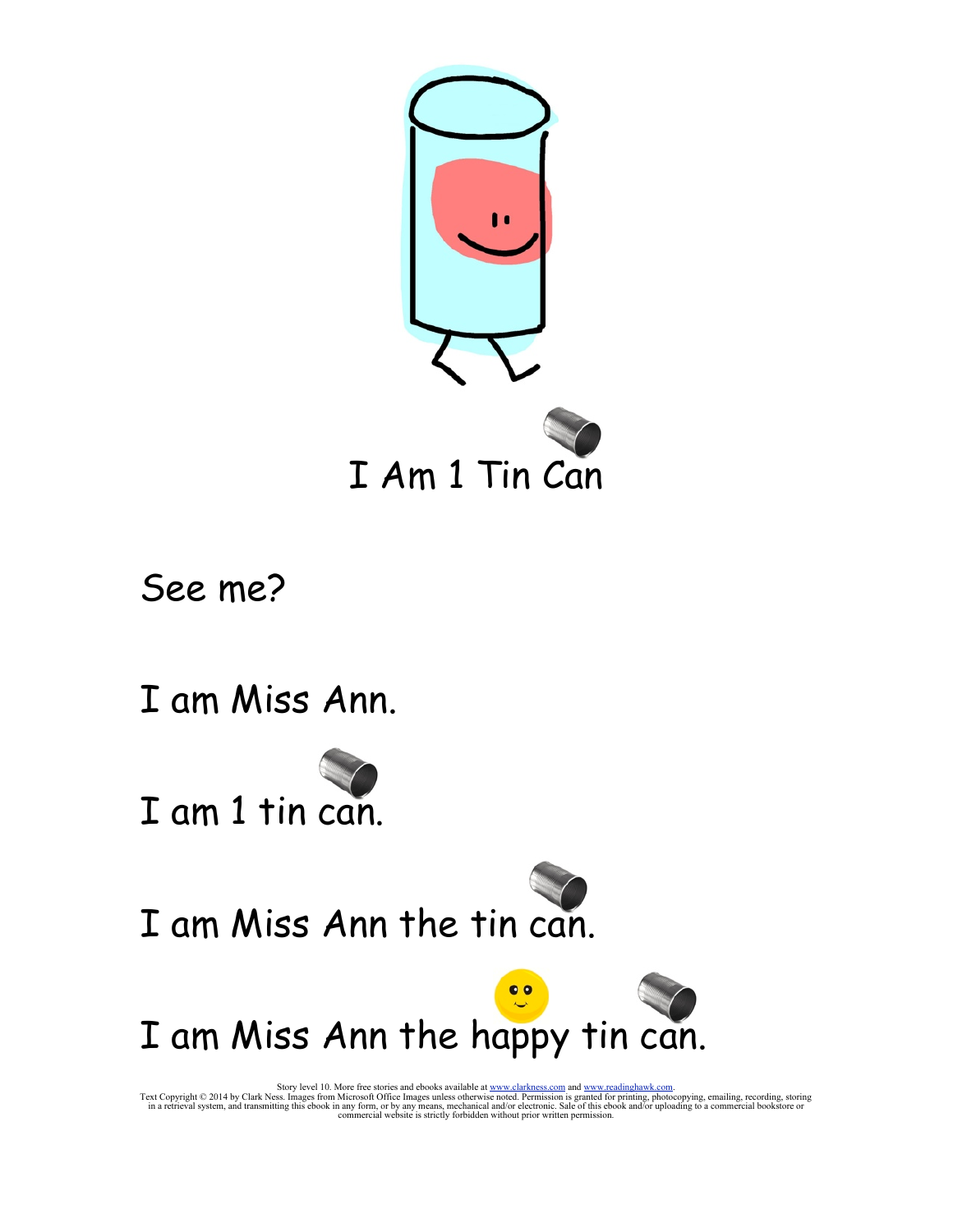# I Am 1 Tin Can

See me?

I am Miss Ann.

I am 1 tin can.

I am Miss Ann the tin can.

I am Miss Ann the happy tin can.

Story level 10. More free stories and ebooks available at www.clarkness.com and www.readinghawk.com.
Text Copyright © 2014 by Clark Ness. Images from Microsoft Office Images unless otherwise noted. Permission is granted for printing, photocopying, emailing, recording, storing in a retrieval system, and transmitting this ebook in any form, or by any means, mechanical and/or electronic. Sale of this ebook and/or uploading to a commercial bookstore or commercial website is strictly forbidden without prior written permission.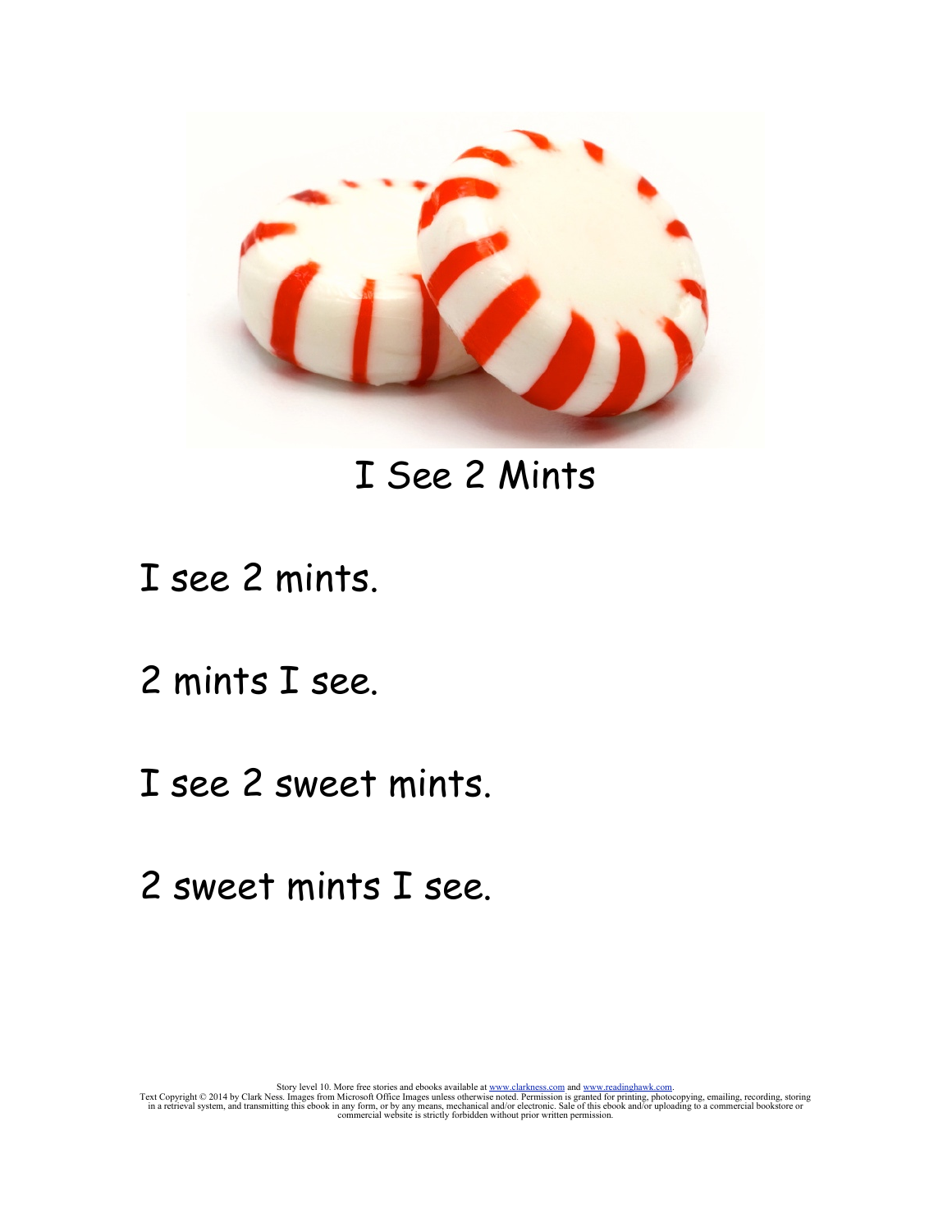# I See 2 Mints

I see 2 mints.

2 mints I see.

I see 2 sweet mints.

2 sweet mints I see.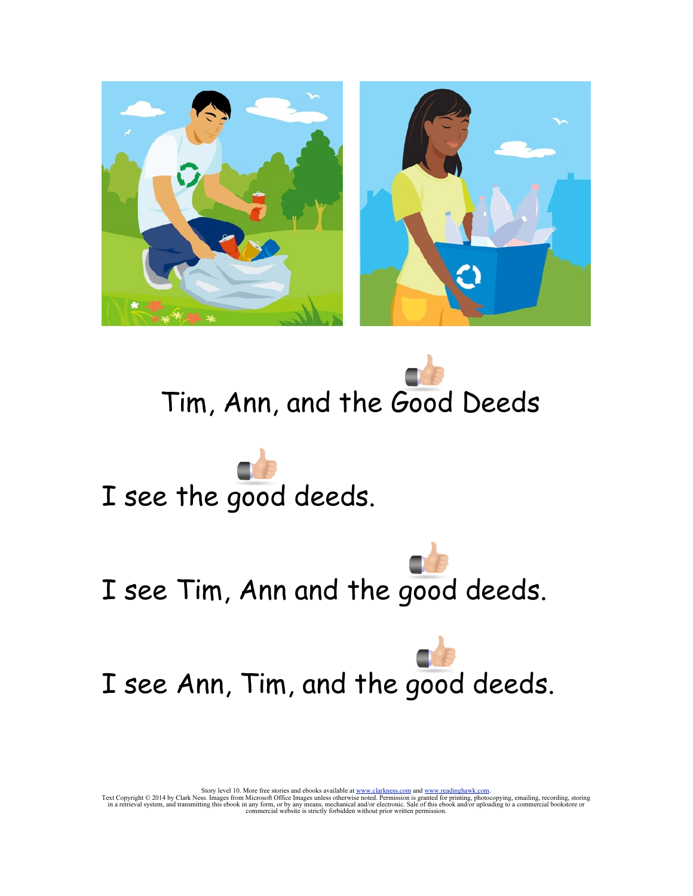# Tim, Ann, and the Good Deeds

I see the good deeds.

I see Tim, Ann and the good deeds.

I see Ann, Tim, and the good deeds.

Story level 10. More free stories and ebooks available at www.clarkness.com and www.readinghawk.com.
Text Copyright © 2014 by Clark Ness. Images from Microsoft Office Images unless otherwise noted. Permission is granted for printing, photocopying, emailing, recording, storing in a retrieval system, and transmitting this ebook in any form, or by any means, mechanical and/or electronic. Sale of this ebook and/or uploading to a commercial bookstore or commercial website is strictly forbidden without prior written permission.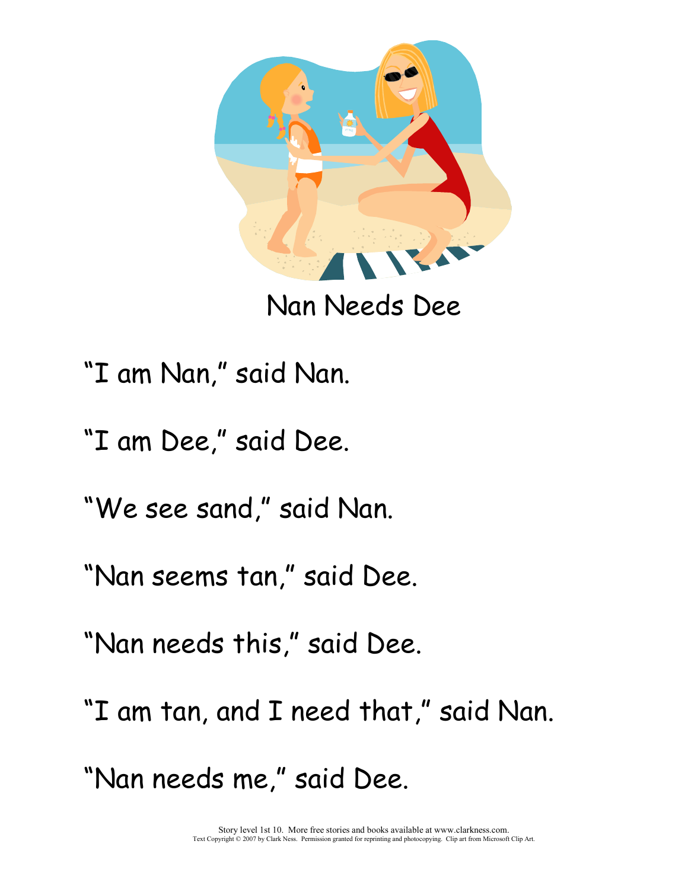# Nan Needs Dee

"I am Nan," said Nan.

"I am Dee," said Dee.

"We see sand," said Nan.

"Nan seems tan," said Dee.

"Nan needs this," said Dee.

"I am tan, and I need that," said Nan.

"Nan needs me," said Dee.

Story level 1st 10. More free stories and books available at www.clarkness.com.
Text Copyright © 2007 by Clark Ness. Permission granted for reprinting and photocopying. Clip art from Microsoft Clip Art.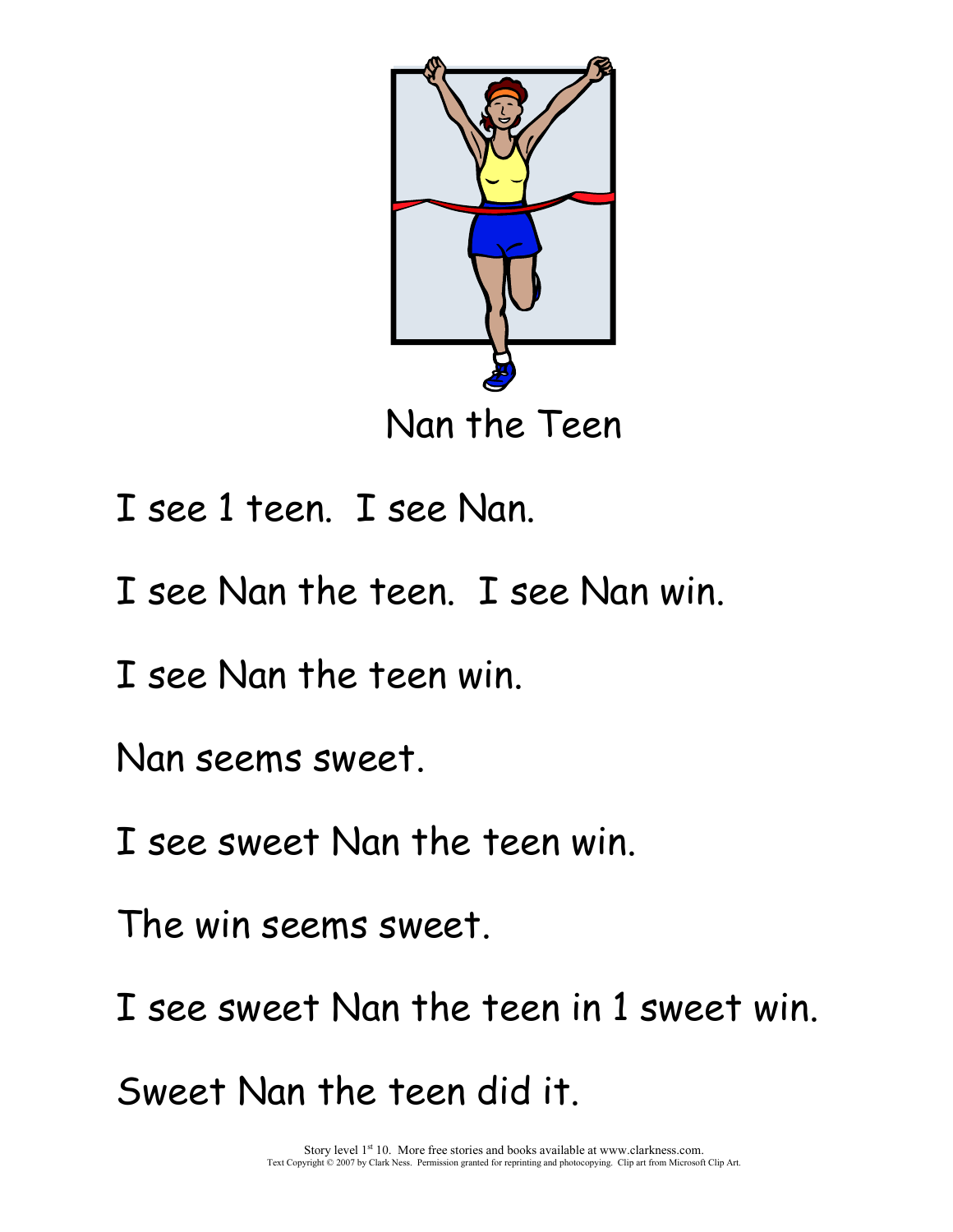# Nan the Teen

I see 1 teen. I see Nan.

I see Nan the teen. I see Nan win.

I see Nan the teen win.

Nan seems sweet.

I see sweet Nan the teen win.

The win seems sweet.

I see sweet Nan the teen in 1 sweet win.

Sweet Nan the teen did it.

Story level 1st 10. More free stories and books available at www.clarkness.com.
Text Copyright © 2007 by Clark Ness. Permission granted for reprinting and photocopying. Clip art from Microsoft Clip Art.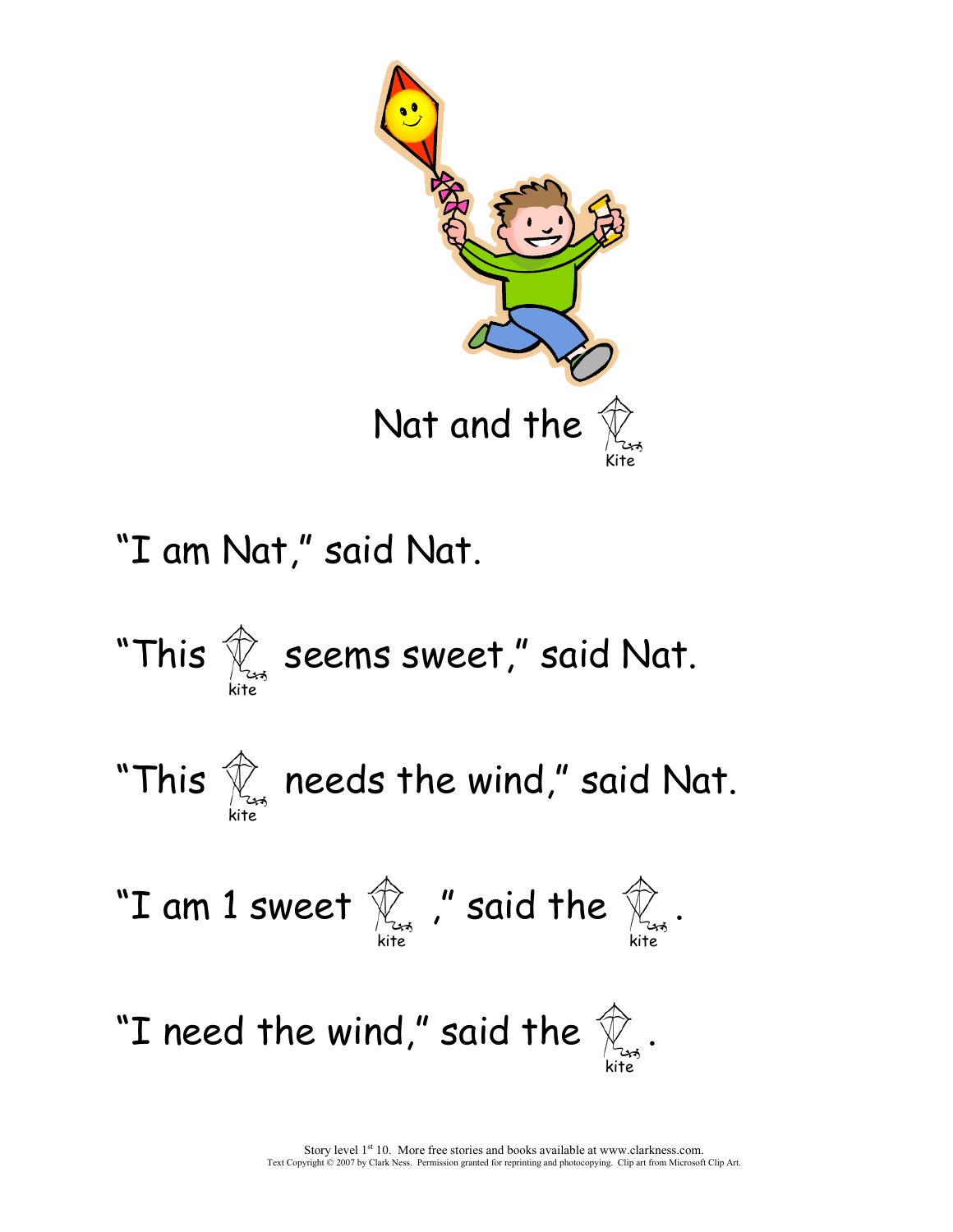# Nat and the Kite

"I am Nat," said Nat.

"This kite seems sweet," said Nat.

"This kite needs the wind," said Nat.

"I am 1 sweet kite," said the kite.

"I need the wind," said the kite.

Story level 1st 10. More free stories and books available at www.clarkness.com.
Text Copyright © 2007 by Clark Ness. Permission granted for reprinting and photocopying. Clip art from Microsoft Clip Art.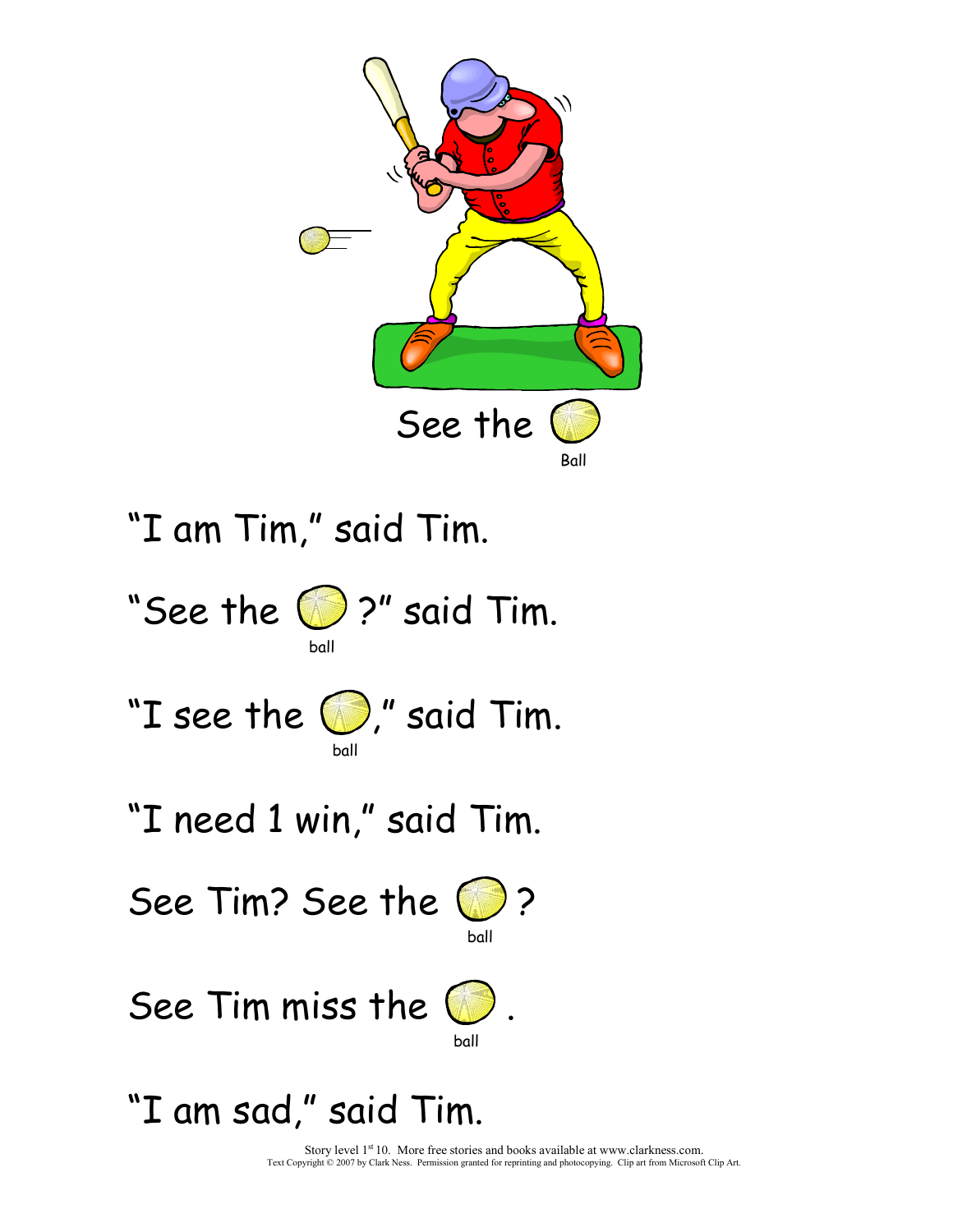See the Ball

"I am Tim," said Tim.

"See the ball?" said Tim.

"I see the ball," said Tim.

"I need 1 win," said Tim.

See Tim? See the ball?

See Tim miss the ball.

"I am sad," said Tim.

Story level 1st 10. More free stories and books available at www.clarkness.com.
Text Copyright © 2007 by Clark Ness. Permission granted for reprinting and photocopying. Clip art from Microsoft Clip Art.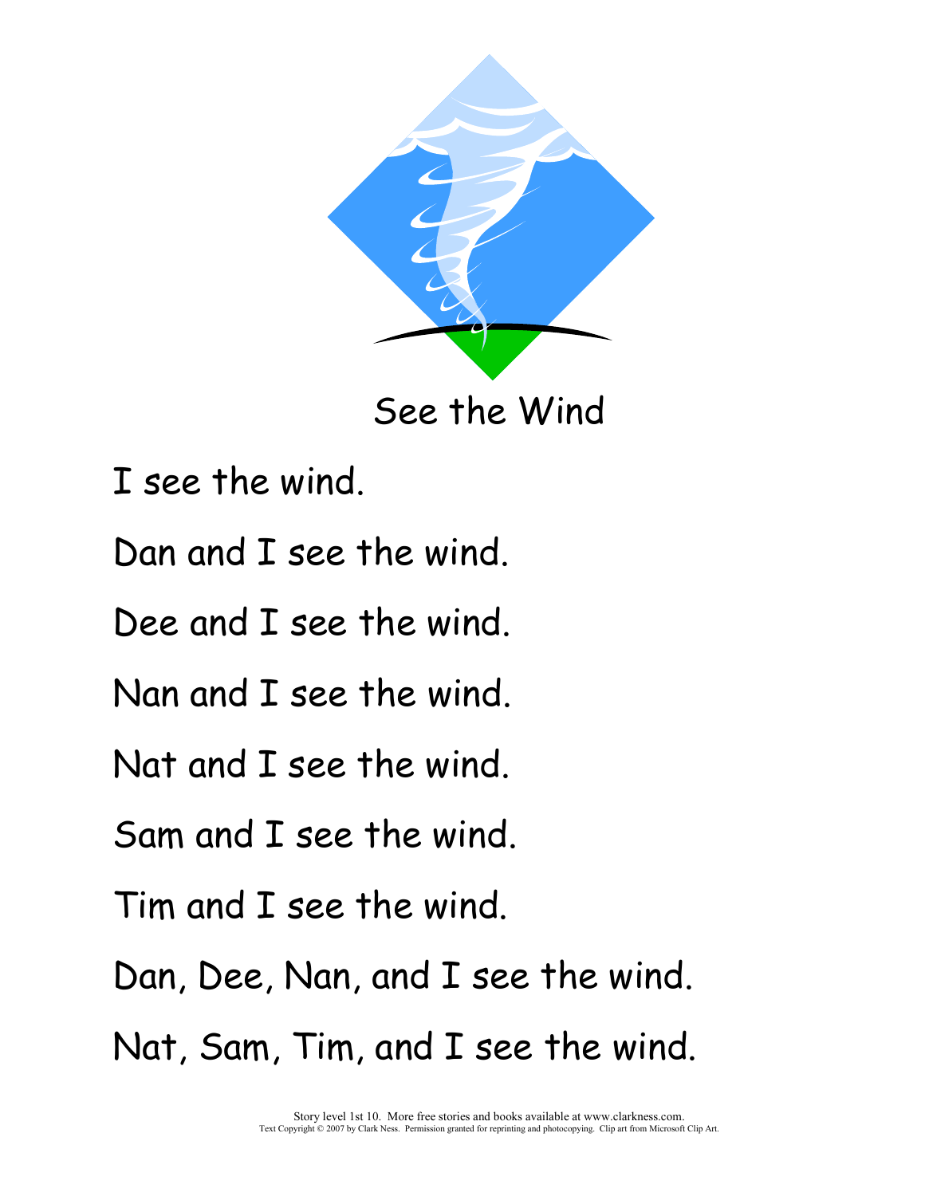# See the Wind

I see the wind.

Dan and I see the wind.

Dee and I see the wind.

Nan and I see the wind.

Nat and I see the wind.

Sam and I see the wind.

Tim and I see the wind.

Dan, Dee, Nan, and I see the wind.

Nat, Sam, Tim, and I see the wind.

Story level 1st 10. More free stories and books available at www.clarkness.com.
Text Copyright © 2007 by Clark Ness. Permission granted for reprinting and photocopying. Clip art from Microsoft Clip Art.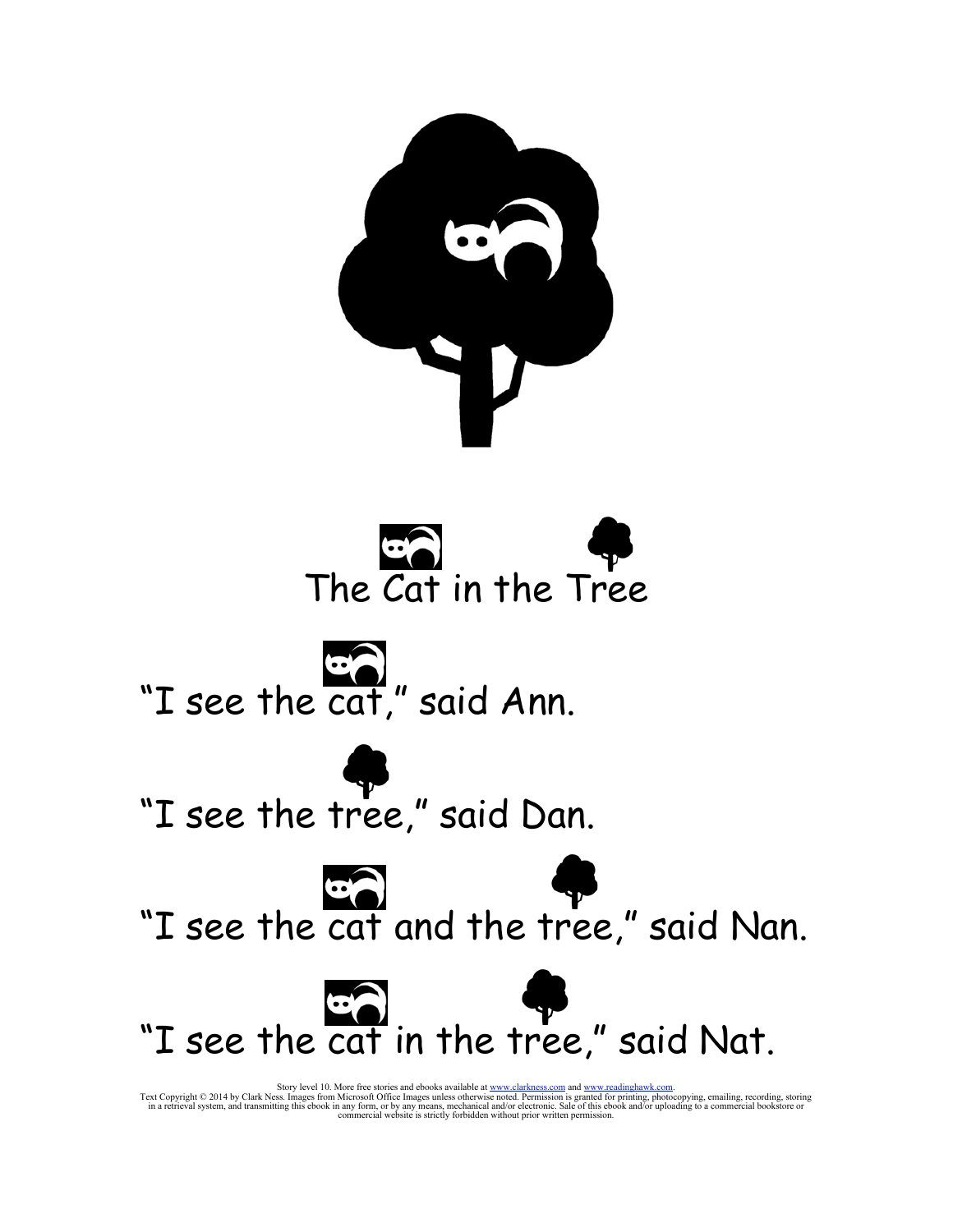# The Cat in the Tree

"I see the cat," said Ann.

"I see the tree," said Dan.

"I see the cat and the tree," said Nan.

"I see the cat in the tree," said Nat.

Story level 10. More free stories and ebooks available at www.clarkness.com and www.readinghawk.com.
Text Copyright © 2014 by Clark Ness. Images from Microsoft Office Images unless otherwise noted. Permission is granted for printing, photocopying, emailing, recording, storing in a retrieval system, and transmitting this ebook in any form, or by any means, mechanical and/or electronic. Sale of this ebook and/or uploading to a commercial bookstore or commercial website is strictly forbidden without prior written permission.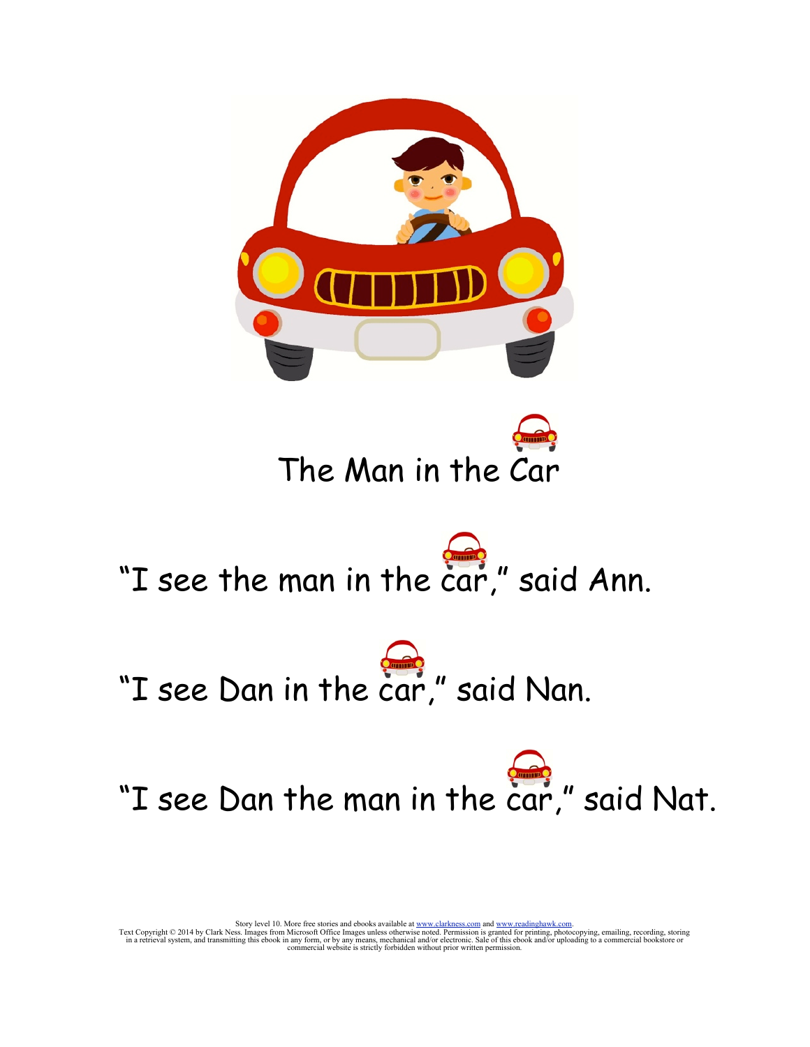# The Man in the Car

"I see the man in the car," said Ann.

"I see Dan in the car," said Nan.

"I see Dan the man in the car," said Nat.

Story level 10. More free stories and ebooks available at www.clarkness.com and www.readinghawk.com.
Text Copyright © 2014 by Clark Ness. Images from Microsoft Office Images unless otherwise noted. Permission is granted for printing, photocopying, emailing, recording, storing in a retrieval system, and transmitting this ebook in any form, or by any means, mechanical and/or electronic. Sale of this ebook and/or uploading to a commercial bookstore or commercial website is strictly forbidden without prior written permission.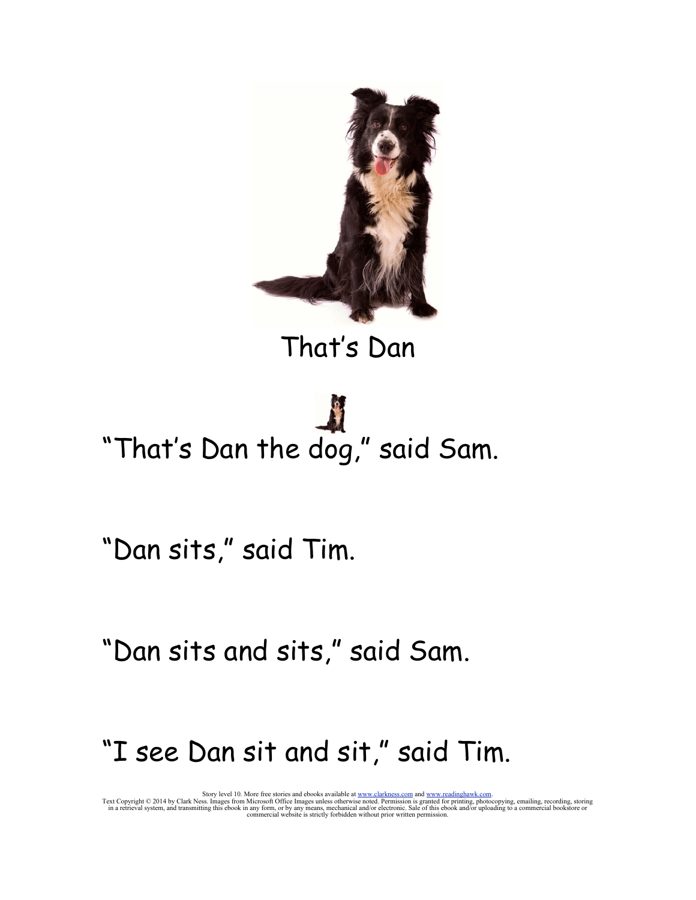That's Dan

"That's Dan the dog," said Sam.

"Dan sits," said Tim.

"Dan sits and sits," said Sam.

"I see Dan sit and sit," said Tim.

Story level 10. More free stories and ebooks available at www.clarkness.com and www.readinghawk.com.
Text Copyright © 2014 by Clark Ness. Images from Microsoft Office Images unless otherwise noted. Permission is granted for printing, photocopying, emailing, recording, storing in a retrieval system, and transmitting this ebook in any form, or by any means, mechanical and/or electronic. Sale of this ebook and/or uploading to a commercial bookstore or commercial website is strictly forbidden without prior written permission.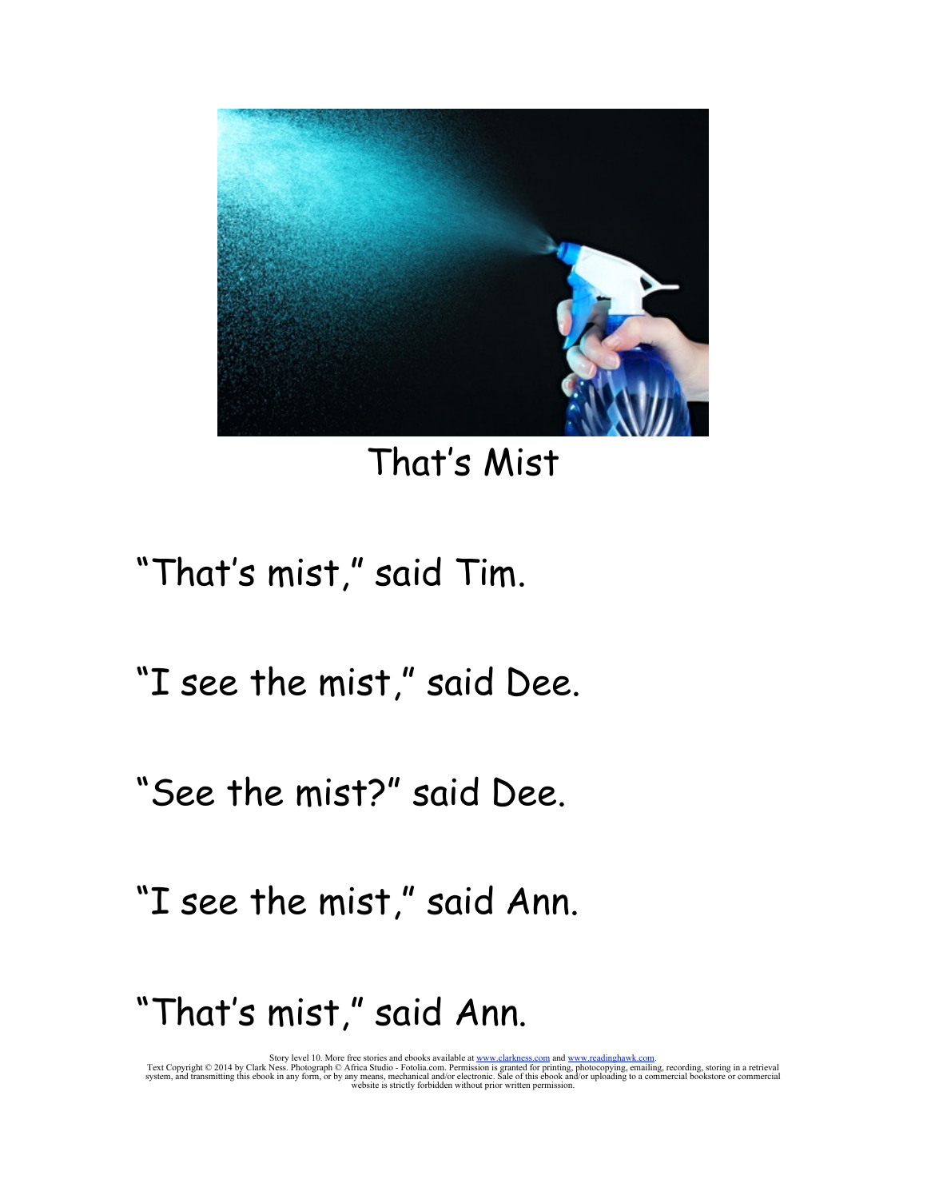# That's Mist

"That's mist," said Tim.

"I see the mist," said Dee.

"See the mist?" said Dee.

"I see the mist," said Ann.

"That's mist," said Ann.

Story level 10. More free stories and ebooks available at www.clarkness.com and www.readinghawk.com.
Text Copyright © 2014 by Clark Ness. Photograph © Africa Studio - Fotolia.com. Permission is granted for printing, photocopying, emailing, recording, storing in a retrieval system, and transmitting this ebook in any form, or by any means, mechanical and/or electronic. Sale of this ebook and/or uploading to a commercial bookstore or commercial website is strictly forbidden without prior written permission.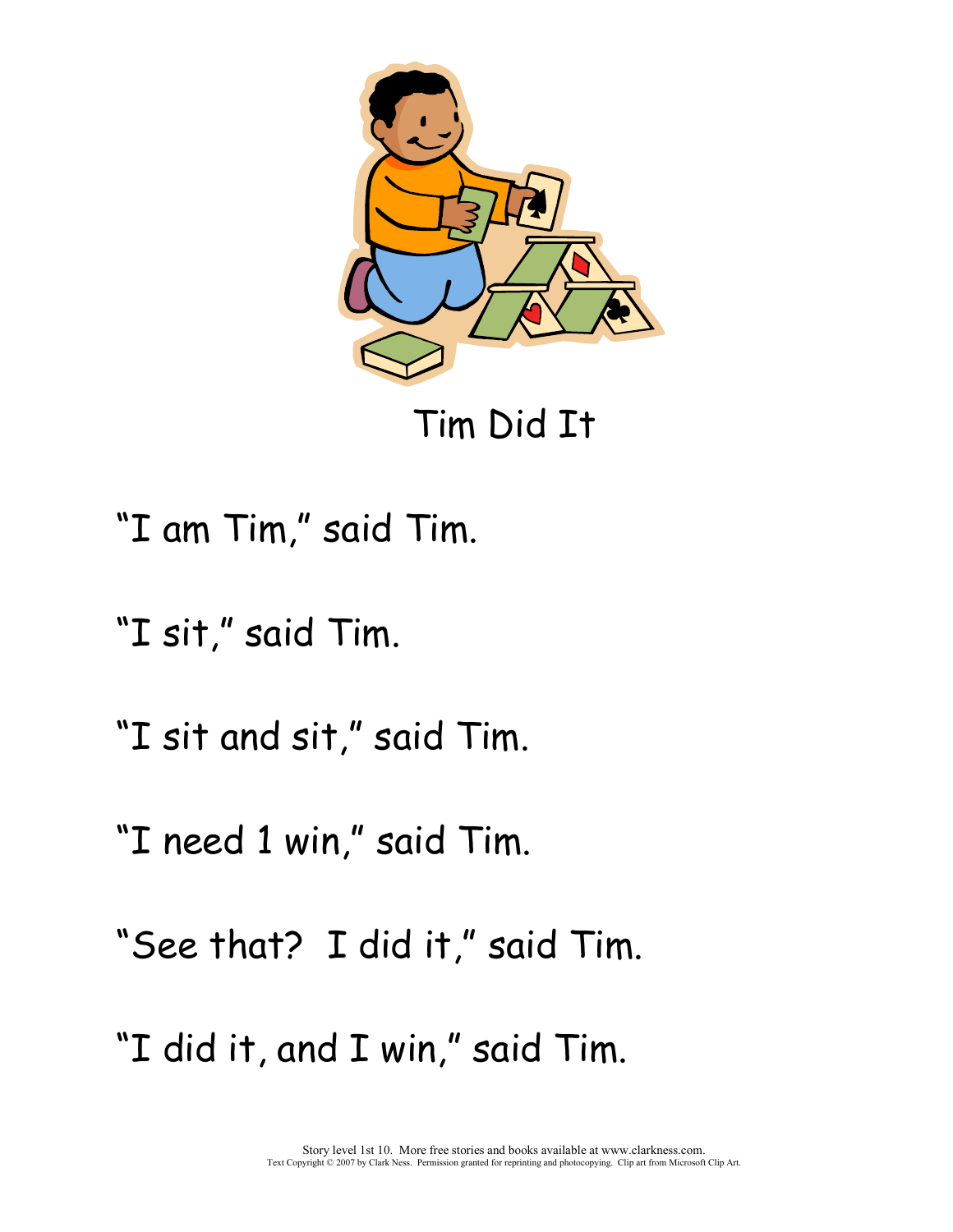# Tim Did It

"I am Tim," said Tim.

"I sit," said Tim.

"I sit and sit," said Tim.

"I need 1 win," said Tim.

"See that?  I did it," said Tim.

"I did it, and I win," said Tim.

Story level 1st 10. More free stories and books available at www.clarkness.com.
Text Copyright © 2007 by Clark Ness. Permission granted for reprinting and photocopying. Clip art from Microsoft Clip Art.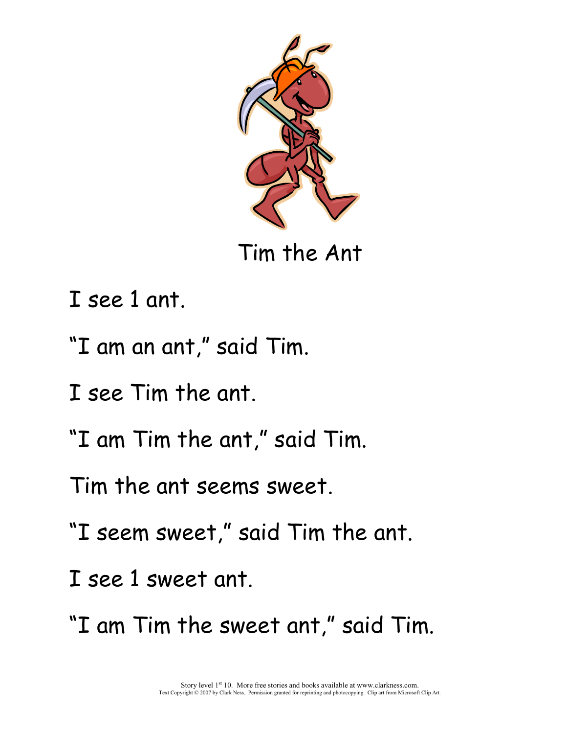# Tim the Ant

I see 1 ant.

"I am an ant," said Tim.

I see Tim the ant.

"I am Tim the ant," said Tim.

Tim the ant seems sweet.

"I seem sweet," said Tim the ant.

I see 1 sweet ant.

"I am Tim the sweet ant," said Tim.

Story level 1st 10. More free stories and books available at www.clarkness.com.
Text Copyright © 2007 by Clark Ness. Permission granted for reprinting and photocopying. Clip art from Microsoft Clip Art.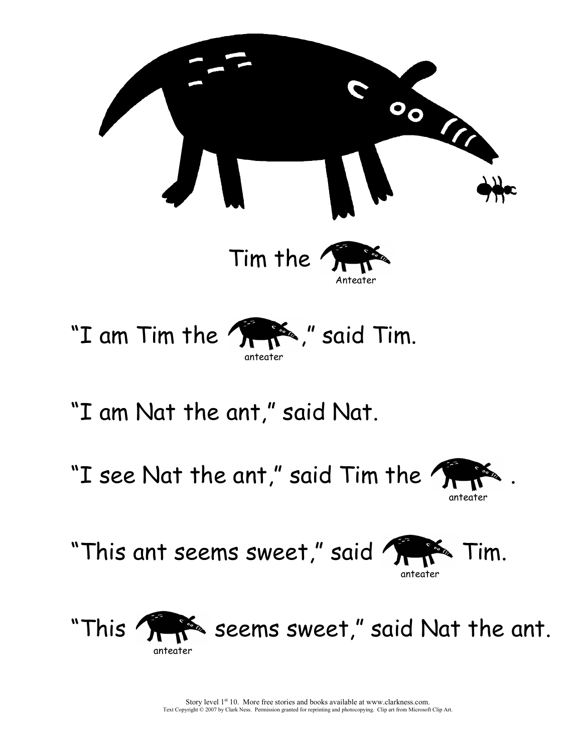# Tim the Anteater

"I am Tim the anteater," said Tim.

"I am Nat the ant," said Nat.

"I see Nat the ant," said Tim the anteater.

"This ant seems sweet," said anteater Tim.

"This anteater seems sweet," said Nat the ant.

Story level 1st 10. More free stories and books available at www.clarkness.com.
Text Copyright © 2007 by Clark Ness. Permission granted for reprinting and photocopying. Clip art from Microsoft Clip Art.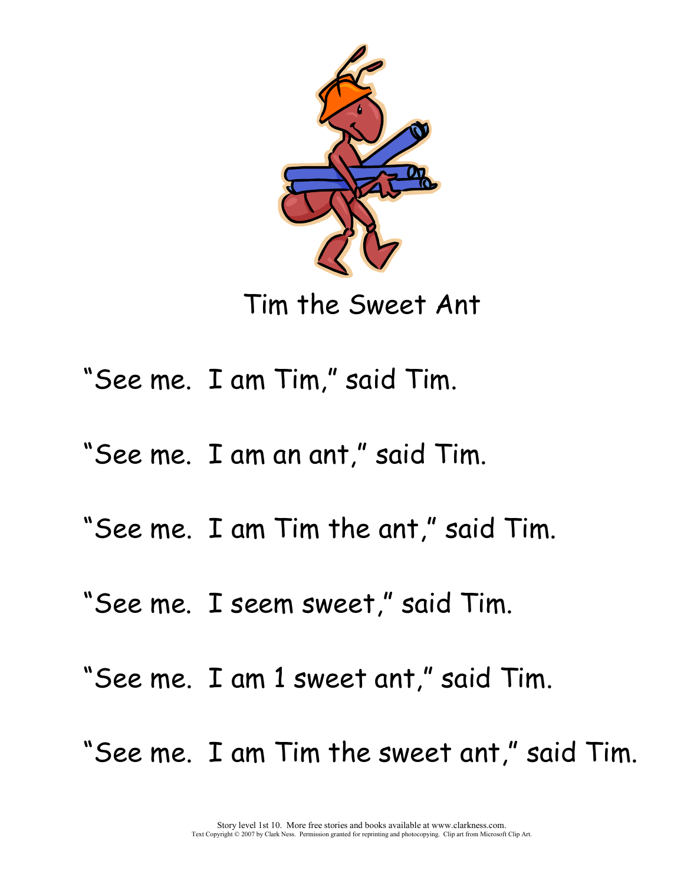# Tim the Sweet Ant

"See me. I am Tim," said Tim.

"See me. I am an ant," said Tim.

"See me. I am Tim the ant," said Tim.

"See me. I seem sweet," said Tim.

"See me. I am 1 sweet ant," said Tim.

"See me. I am Tim the sweet ant," said Tim.

Story level 1st 10. More free stories and books available at www.clarkness.com.
Text Copyright © 2007 by Clark Ness. Permission granted for reprinting and photocopying. Clip art from Microsoft Clip Art.